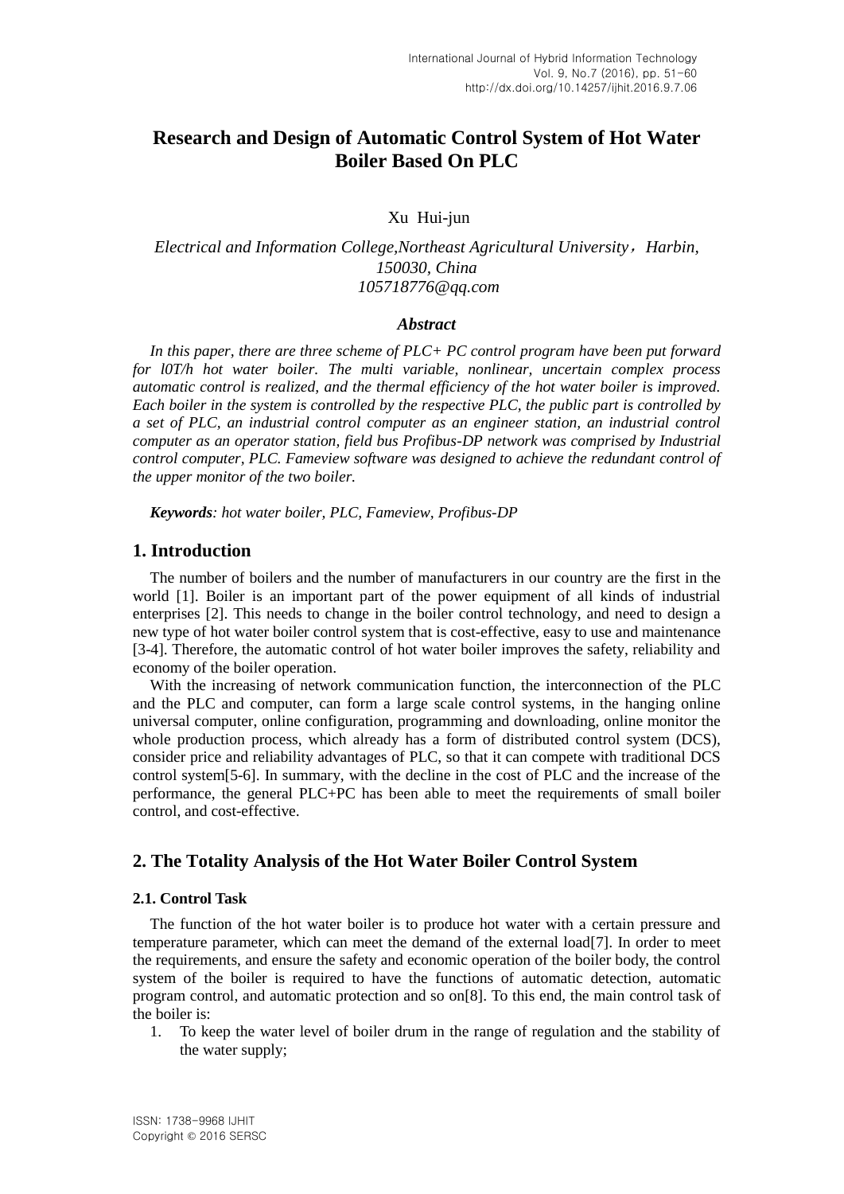# Research and Design of Automatic Control System of Hot Water Boiler Based On PLC

Xu Hui-jun

*Electrical and Information College,Northeast Agricultural University，Harbin, 150030, China*
*105718776@qq.com*

***Abstract***

*In this paper, there are three scheme of PLC+ PC control program have been put forward for l0T/h hot water boiler. The multi variable, nonlinear, uncertain complex process automatic control is realized, and the thermal efficiency of the hot water boiler is improved. Each boiler in the system is controlled by the respective PLC, the public part is controlled by a set of PLC, an industrial control computer as an engineer station, an industrial control computer as an operator station, field bus Profibus-DP network was comprised by Industrial control computer, PLC. Fameview software was designed to achieve the redundant control of the upper monitor of the two boiler.*

***Keywords**: hot water boiler, PLC, Fameview, Profibus-DP*

## 1. Introduction

The number of boilers and the number of manufacturers in our country are the first in the world [1]. Boiler is an important part of the power equipment of all kinds of industrial enterprises [2]. This needs to change in the boiler control technology, and need to design a new type of hot water boiler control system that is cost-effective, easy to use and maintenance [3-4]. Therefore, the automatic control of hot water boiler improves the safety, reliability and economy of the boiler operation.

With the increasing of network communication function, the interconnection of the PLC and the PLC and computer, can form a large scale control systems, in the hanging online universal computer, online configuration, programming and downloading, online monitor the whole production process, which already has a form of distributed control system (DCS), consider price and reliability advantages of PLC, so that it can compete with traditional DCS control system[5-6]. In summary, with the decline in the cost of PLC and the increase of the performance, the general PLC+PC has been able to meet the requirements of small boiler control, and cost-effective.

## 2. The Totality Analysis of the Hot Water Boiler Control System

### 2.1. Control Task

The function of the hot water boiler is to produce hot water with a certain pressure and temperature parameter, which can meet the demand of the external load[7]. In order to meet the requirements, and ensure the safety and economic operation of the boiler body, the control system of the boiler is required to have the functions of automatic detection, automatic program control, and automatic protection and so on[8]. To this end, the main control task of the boiler is:

1. To keep the water level of boiler drum in the range of regulation and the stability of the water supply;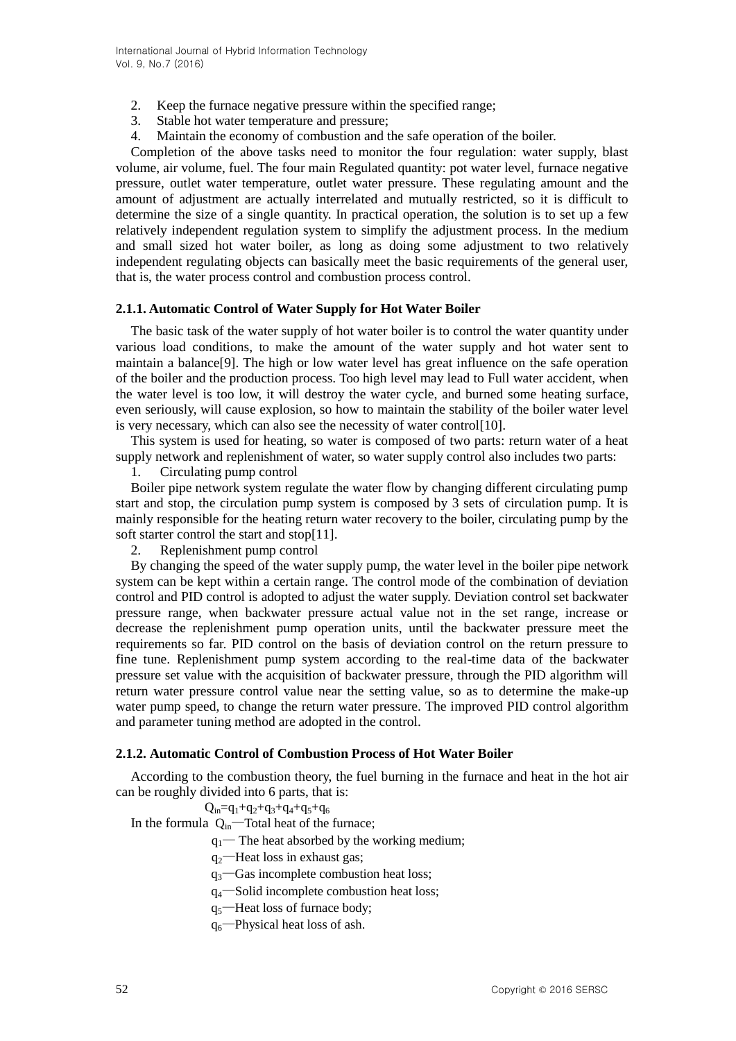2. Keep the furnace negative pressure within the specified range;
3. Stable hot water temperature and pressure;
4. Maintain the economy of combustion and the safe operation of the boiler.

Completion of the above tasks need to monitor the four regulation: water supply, blast volume, air volume, fuel. The four main Regulated quantity: pot water level, furnace negative pressure, outlet water temperature, outlet water pressure. These regulating amount and the amount of adjustment are actually interrelated and mutually restricted, so it is difficult to determine the size of a single quantity. In practical operation, the solution is to set up a few relatively independent regulation system to simplify the adjustment process. In the medium and small sized hot water boiler, as long as doing some adjustment to two relatively independent regulating objects can basically meet the basic requirements of the general user, that is, the water process control and combustion process control.

### 2.1.1. Automatic Control of Water Supply for Hot Water Boiler

The basic task of the water supply of hot water boiler is to control the water quantity under various load conditions, to make the amount of the water supply and hot water sent to maintain a balance[9]. The high or low water level has great influence on the safe operation of the boiler and the production process. Too high level may lead to Full water accident, when the water level is too low, it will destroy the water cycle, and burned some heating surface, even seriously, will cause explosion, so how to maintain the stability of the boiler water level is very necessary, which can also see the necessity of water control[10].

This system is used for heating, so water is composed of two parts: return water of a heat supply network and replenishment of water, so water supply control also includes two parts:

1. Circulating pump control

Boiler pipe network system regulate the water flow by changing different circulating pump start and stop, the circulation pump system is composed by 3 sets of circulation pump. It is mainly responsible for the heating return water recovery to the boiler, circulating pump by the soft starter control the start and stop[11].

2. Replenishment pump control

By changing the speed of the water supply pump, the water level in the boiler pipe network system can be kept within a certain range. The control mode of the combination of deviation control and PID control is adopted to adjust the water supply. Deviation control set backwater pressure range, when backwater pressure actual value not in the set range, increase or decrease the replenishment pump operation units, until the backwater pressure meet the requirements so far. PID control on the basis of deviation control on the return pressure to fine tune. Replenishment pump system according to the real-time data of the backwater pressure set value with the acquisition of backwater pressure, through the PID algorithm will return water pressure control value near the setting value, so as to determine the make-up water pump speed, to change the return water pressure. The improved PID control algorithm and parameter tuning method are adopted in the control.

### 2.1.2. Automatic Control of Combustion Process of Hot Water Boiler

According to the combustion theory, the fuel burning in the furnace and heat in the hot air can be roughly divided into 6 parts, that is:

$$Q_{in}=q_1+q_2+q_3+q_4+q_5+q_6$$

In the formula $Q_{in}$—Total heat of the furnace;

$q_1$— The heat absorbed by the working medium;

$q_2$—Heat loss in exhaust gas;

$q_3$—Gas incomplete combustion heat loss;

$q_4$—Solid incomplete combustion heat loss;

$q_5$—Heat loss of furnace body;

$q_6$—Physical heat loss of ash.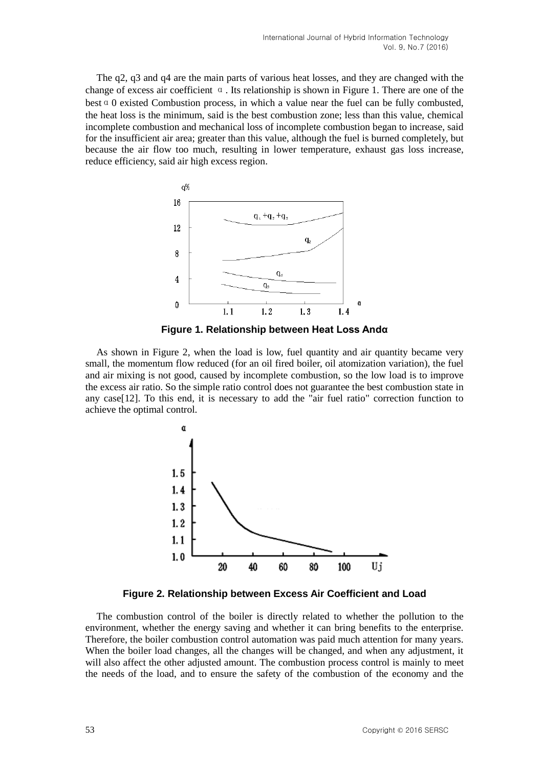The q2, q3 and q4 are the main parts of various heat losses, and they are changed with the change of excess air coefficient α. Its relationship is shown in Figure 1. There are one of the best α0 existed Combustion process, in which a value near the fuel can be fully combusted, the heat loss is the minimum, said is the best combustion zone; less than this value, chemical incomplete combustion and mechanical loss of incomplete combustion began to increase, said for the insufficient air area; greater than this value, although the fuel is burned completely, but because the air flow too much, resulting in lower temperature, exhaust gas loss increase, reduce efficiency, said air high excess region.

**Figure 1. Relationship between Heat Loss Andα**

As shown in Figure 2, when the load is low, fuel quantity and air quantity became very small, the momentum flow reduced (for an oil fired boiler, oil atomization variation), the fuel and air mixing is not good, caused by incomplete combustion, so the low load is to improve the excess air ratio. So the simple ratio control does not guarantee the best combustion state in any case[12]. To this end, it is necessary to add the "air fuel ratio" correction function to achieve the optimal control.

**Figure 2. Relationship between Excess Air Coefficient and Load**

The combustion control of the boiler is directly related to whether the pollution to the environment, whether the energy saving and whether it can bring benefits to the enterprise. Therefore, the boiler combustion control automation was paid much attention for many years. When the boiler load changes, all the changes will be changed, and when any adjustment, it will also affect the other adjusted amount. The combustion process control is mainly to meet the needs of the load, and to ensure the safety of the combustion of the economy and the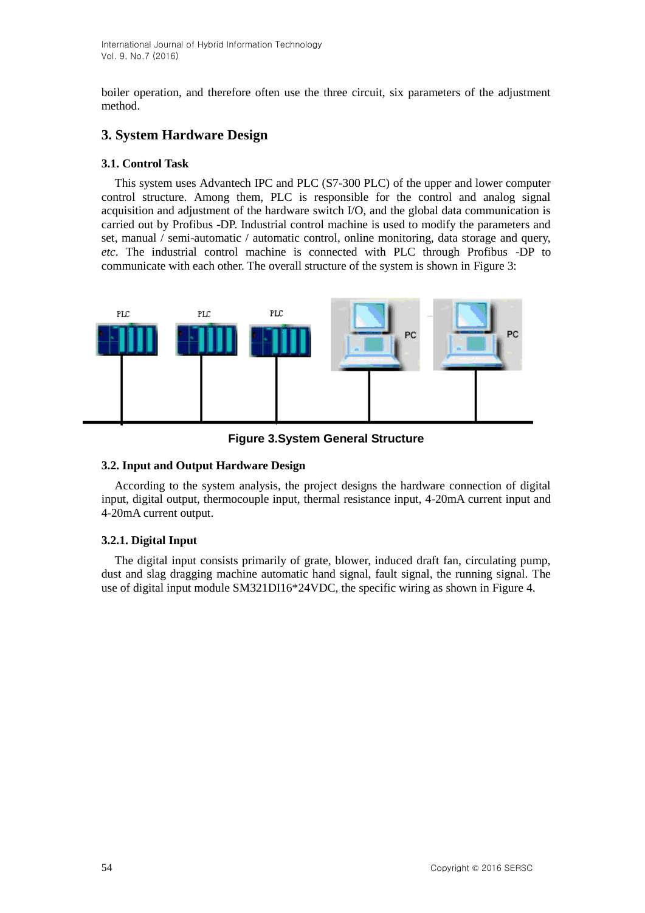boiler operation, and therefore often use the three circuit, six parameters of the adjustment method.

## 3. System Hardware Design

### 3.1. Control Task

This system uses Advantech IPC and PLC (S7-300 PLC) of the upper and lower computer control structure. Among them, PLC is responsible for the control and analog signal acquisition and adjustment of the hardware switch I/O, and the global data communication is carried out by Profibus -DP. Industrial control machine is used to modify the parameters and set, manual / semi-automatic / automatic control, online monitoring, data storage and query, *etc*. The industrial control machine is connected with PLC through Profibus -DP to communicate with each other. The overall structure of the system is shown in Figure 3:

**Figure 3.System General Structure**

### 3.2. Input and Output Hardware Design

According to the system analysis, the project designs the hardware connection of digital input, digital output, thermocouple input, thermal resistance input, 4-20mA current input and 4-20mA current output.

#### 3.2.1. Digital Input

The digital input consists primarily of grate, blower, induced draft fan, circulating pump, dust and slag dragging machine automatic hand signal, fault signal, the running signal. The use of digital input module SM321DI16*24VDC, the specific wiring as shown in Figure 4.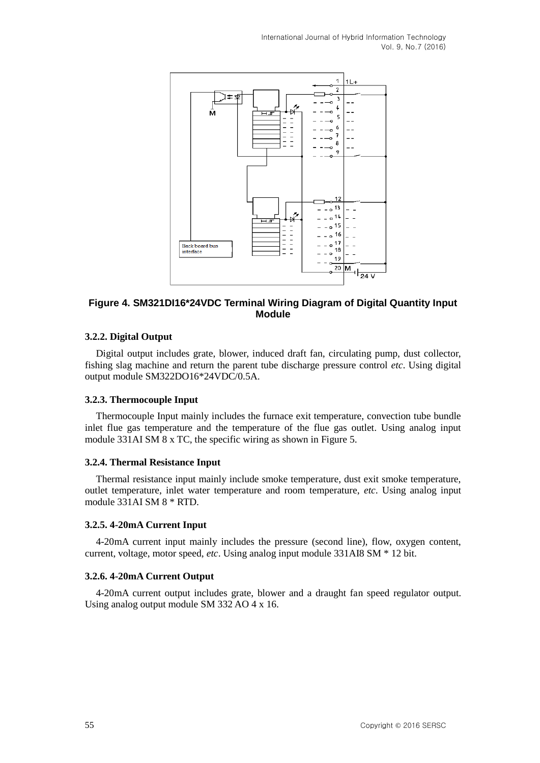**Figure 4. SM321DI16*24VDC Terminal Wiring Diagram of Digital Quantity Input Module**

### 3.2.2. Digital Output

Digital output includes grate, blower, induced draft fan, circulating pump, dust collector, fishing slag machine and return the parent tube discharge pressure control *etc*. Using digital output module SM322DO16*24VDC/0.5A.

### 3.2.3. Thermocouple Input

Thermocouple Input mainly includes the furnace exit temperature, convection tube bundle inlet flue gas temperature and the temperature of the flue gas outlet. Using analog input module 331AI SM 8 x TC, the specific wiring as shown in Figure 5.

### 3.2.4. Thermal Resistance Input

Thermal resistance input mainly include smoke temperature, dust exit smoke temperature, outlet temperature, inlet water temperature and room temperature, *etc*. Using analog input module 331AI SM 8 * RTD.

### 3.2.5. 4-20mA Current Input

4-20mA current input mainly includes the pressure (second line), flow, oxygen content, current, voltage, motor speed, *etc*. Using analog input module 331AI8 SM * 12 bit.

### 3.2.6. 4-20mA Current Output

4-20mA current output includes grate, blower and a draught fan speed regulator output. Using analog output module SM 332 AO 4 x 16.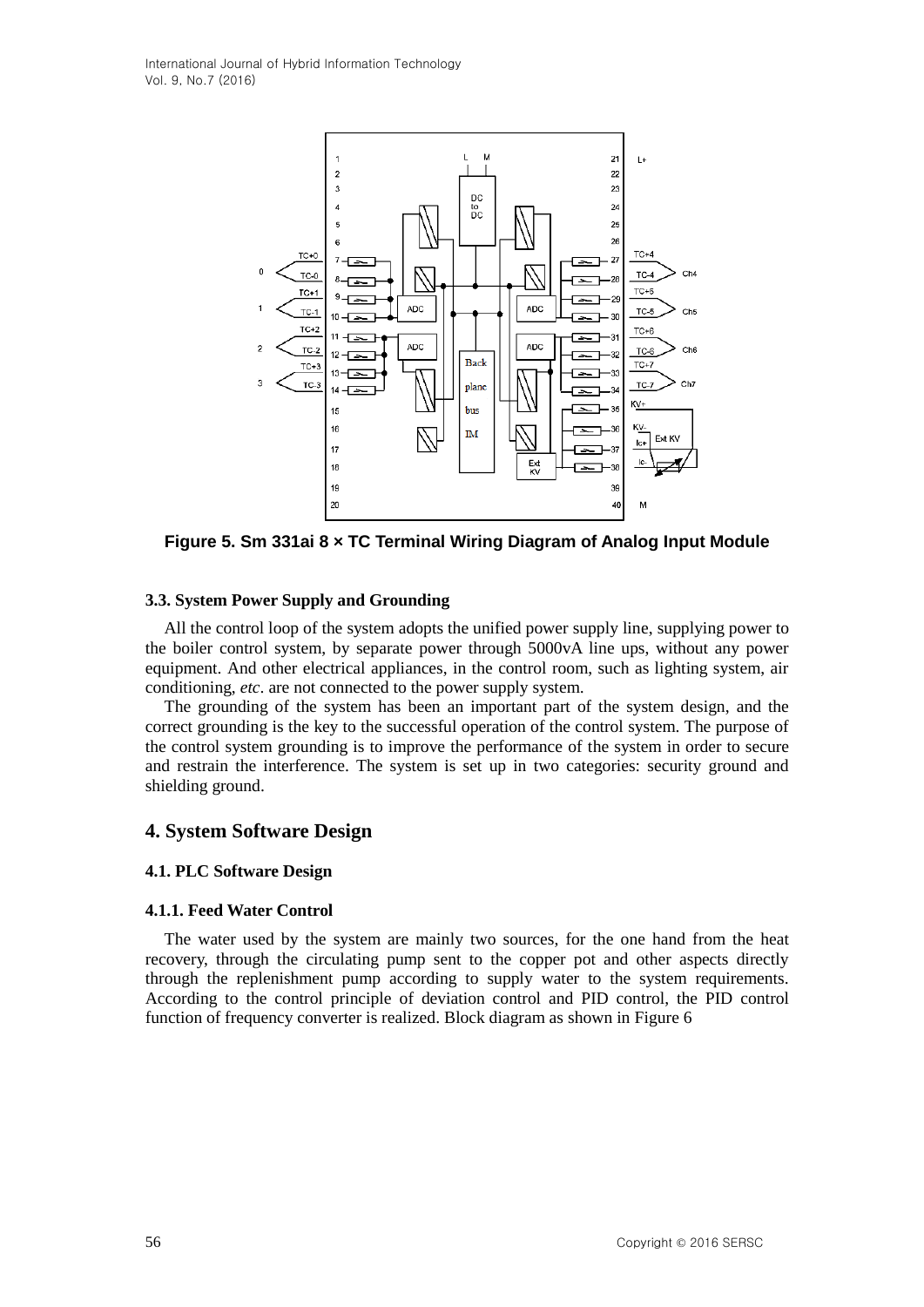**Figure 5. Sm 331ai 8 × TC Terminal Wiring Diagram of Analog Input Module**

### 3.3. System Power Supply and Grounding

All the control loop of the system adopts the unified power supply line, supplying power to the boiler control system, by separate power through 5000vA line ups, without any power equipment. And other electrical appliances, in the control room, such as lighting system, air conditioning, *etc*. are not connected to the power supply system.

The grounding of the system has been an important part of the system design, and the correct grounding is the key to the successful operation of the control system. The purpose of the control system grounding is to improve the performance of the system in order to secure and restrain the interference. The system is set up in two categories: security ground and shielding ground.

## 4. System Software Design

### 4.1. PLC Software Design

#### 4.1.1. Feed Water Control

The water used by the system are mainly two sources, for the one hand from the heat recovery, through the circulating pump sent to the copper pot and other aspects directly through the replenishment pump according to supply water to the system requirements. According to the control principle of deviation control and PID control, the PID control function of frequency converter is realized. Block diagram as shown in Figure 6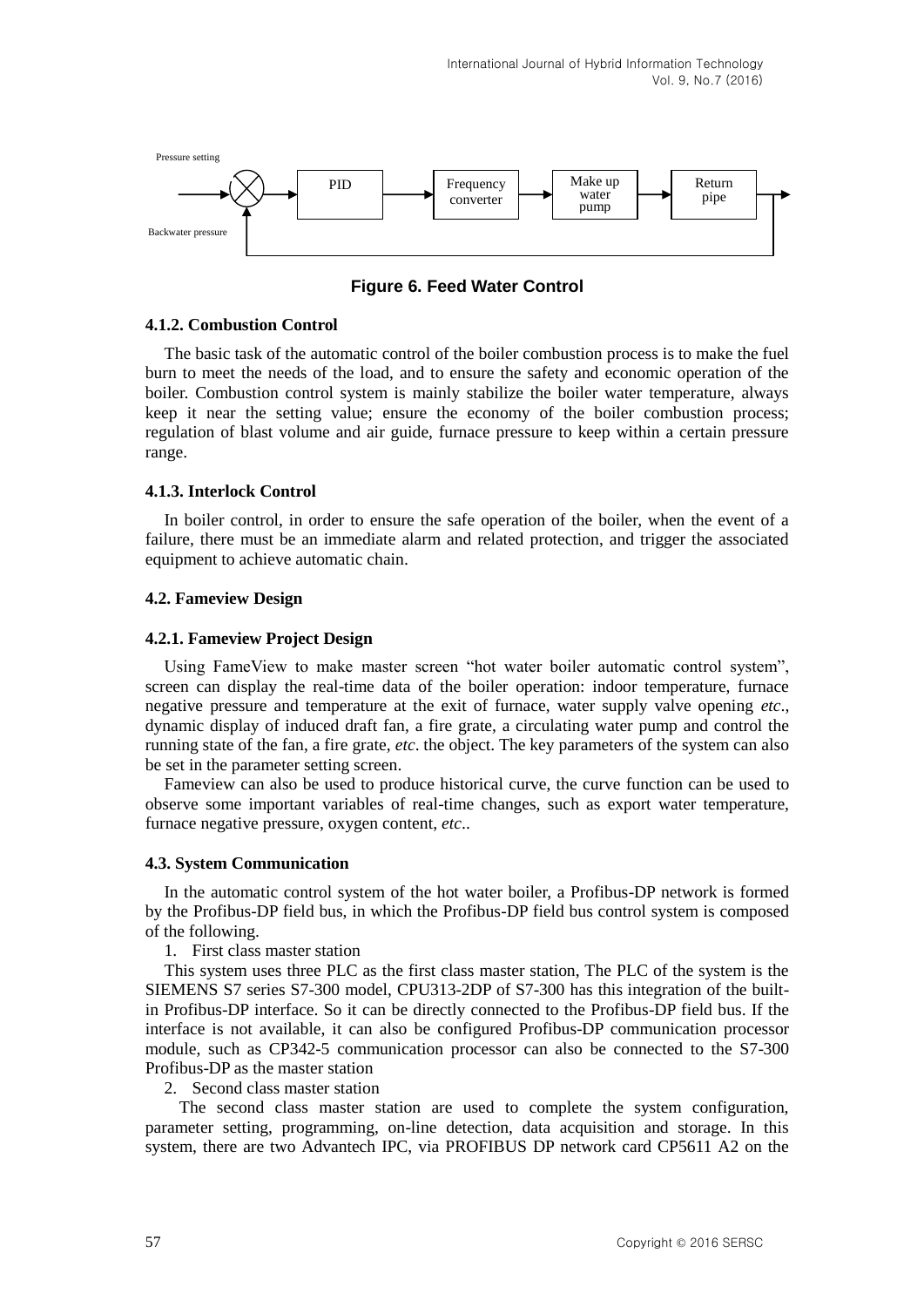Pressure setting

PID → Frequency converter → Make up water pump → Return pipe

Backwater pressure

**Figure 6. Feed Water Control**

#### 4.1.2. Combustion Control

The basic task of the automatic control of the boiler combustion process is to make the fuel burn to meet the needs of the load, and to ensure the safety and economic operation of the boiler. Combustion control system is mainly stabilize the boiler water temperature, always keep it near the setting value; ensure the economy of the boiler combustion process; regulation of blast volume and air guide, furnace pressure to keep within a certain pressure range.

#### 4.1.3. Interlock Control

In boiler control, in order to ensure the safe operation of the boiler, when the event of a failure, there must be an immediate alarm and related protection, and trigger the associated equipment to achieve automatic chain.

### 4.2. Fameview Design

#### 4.2.1. Fameview Project Design

Using FameView to make master screen "hot water boiler automatic control system", screen can display the real-time data of the boiler operation: indoor temperature, furnace negative pressure and temperature at the exit of furnace, water supply valve opening *etc*., dynamic display of induced draft fan, a fire grate, a circulating water pump and control the running state of the fan, a fire grate, *etc*. the object. The key parameters of the system can also be set in the parameter setting screen.

Fameview can also be used to produce historical curve, the curve function can be used to observe some important variables of real-time changes, such as export water temperature, furnace negative pressure, oxygen content, *etc*..

### 4.3. System Communication

In the automatic control system of the hot water boiler, a Profibus-DP network is formed by the Profibus-DP field bus, in which the Profibus-DP field bus control system is composed of the following.

1. First class master station

This system uses three PLC as the first class master station, The PLC of the system is the SIEMENS S7 series S7-300 model, CPU313-2DP of S7-300 has this integration of the built-in Profibus-DP interface. So it can be directly connected to the Profibus-DP field bus. If the interface is not available, it can also be configured Profibus-DP communication processor module, such as CP342-5 communication processor can also be connected to the S7-300 Profibus-DP as the master station

2. Second class master station

The second class master station are used to complete the system configuration, parameter setting, programming, on-line detection, data acquisition and storage. In this system, there are two Advantech IPC, via PROFIBUS DP network card CP5611 A2 on the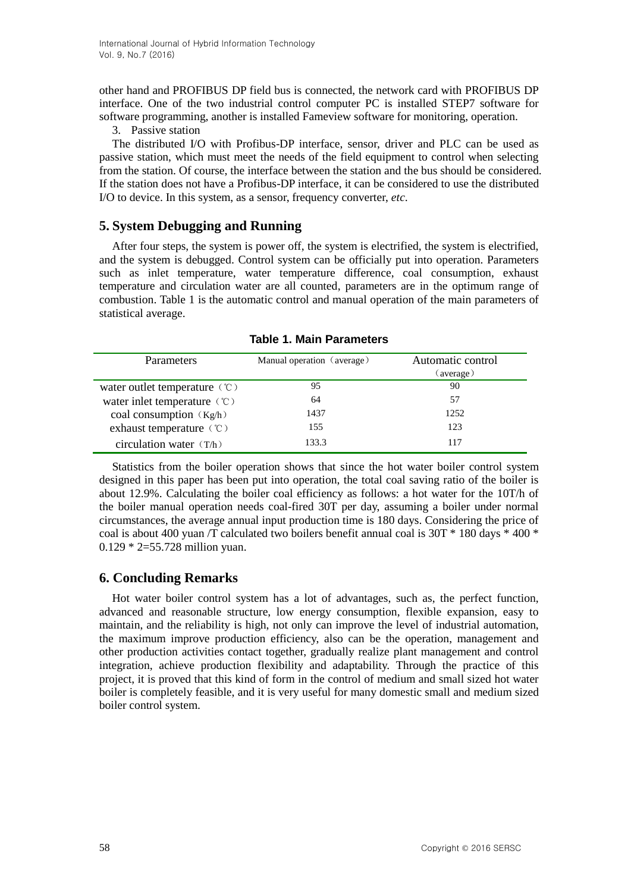other hand and PROFIBUS DP field bus is connected, the network card with PROFIBUS DP interface. One of the two industrial control computer PC is installed STEP7 software for software programming, another is installed Fameview software for monitoring, operation.

3. Passive station

The distributed I/O with Profibus-DP interface, sensor, driver and PLC can be used as passive station, which must meet the needs of the field equipment to control when selecting from the station. Of course, the interface between the station and the bus should be considered. If the station does not have a Profibus-DP interface, it can be considered to use the distributed I/O to device. In this system, as a sensor, frequency converter, *etc*.

## 5. System Debugging and Running

After four steps, the system is power off, the system is electrified, the system is electrified, and the system is debugged. Control system can be officially put into operation. Parameters such as inlet temperature, water temperature difference, coal consumption, exhaust temperature and circulation water are all counted, parameters are in the optimum range of combustion. Table 1 is the automatic control and manual operation of the main parameters of statistical average.

**Table 1. Main Parameters**

| Parameters | Manual operation（average） | Automatic control（average） |
|---|---|---|
| water outlet temperature（℃） | 95 | 90 |
| water inlet temperature（℃） | 64 | 57 |
| coal consumption（Kg/h） | 1437 | 1252 |
| exhaust temperature（℃） | 155 | 123 |
| circulation water（T/h） | 133.3 | 117 |

Statistics from the boiler operation shows that since the hot water boiler control system designed in this paper has been put into operation, the total coal saving ratio of the boiler is about 12.9%. Calculating the boiler coal efficiency as follows: a hot water for the 10T/h of the boiler manual operation needs coal-fired 30T per day, assuming a boiler under normal circumstances, the average annual input production time is 180 days. Considering the price of coal is about 400 yuan /T calculated two boilers benefit annual coal is 30T * 180 days * 400 * 0.129 * 2=55.728 million yuan.

## 6. Concluding Remarks

Hot water boiler control system has a lot of advantages, such as, the perfect function, advanced and reasonable structure, low energy consumption, flexible expansion, easy to maintain, and the reliability is high, not only can improve the level of industrial automation, the maximum improve production efficiency, also can be the operation, management and other production activities contact together, gradually realize plant management and control integration, achieve production flexibility and adaptability. Through the practice of this project, it is proved that this kind of form in the control of medium and small sized hot water boiler is completely feasible, and it is very useful for many domestic small and medium sized boiler control system.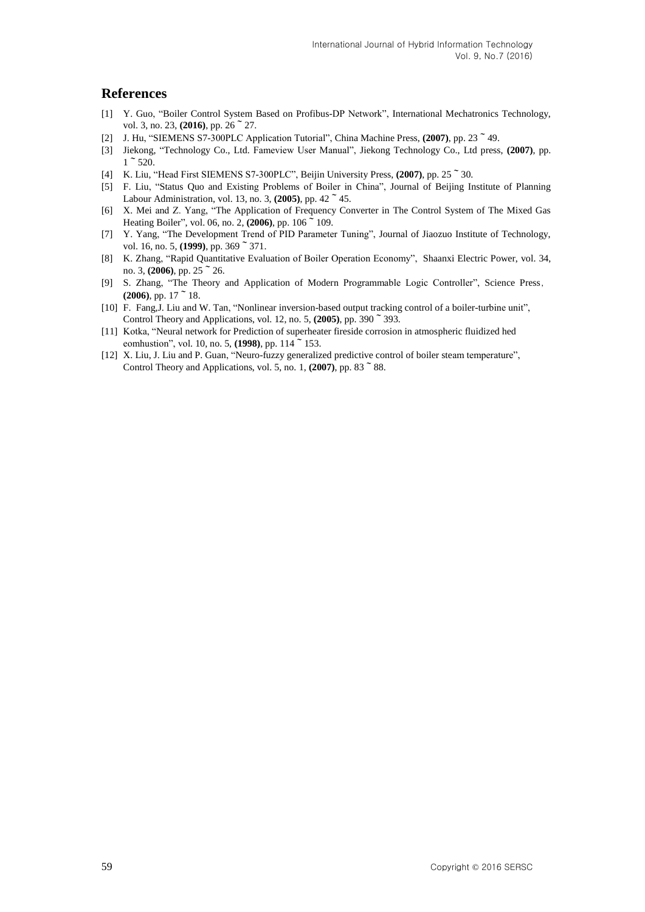## References

[1] Y. Guo, "Boiler Control System Based on Profibus-DP Network", International Mechatronics Technology, vol. 3, no. 23, **(2016)**, pp. 26 ~ 27.

[2] J. Hu, "SIEMENS S7-300PLC Application Tutorial", China Machine Press, **(2007)**, pp. 23 ~ 49.

[3] Jiekong, "Technology Co., Ltd. Fameview User Manual", Jiekong Technology Co., Ltd press, **(2007)**, pp. 1 ~ 520.

[4] K. Liu, "Head First SIEMENS S7-300PLC", Beijin University Press, **(2007)**, pp. 25 ~ 30.

[5] F. Liu, "Status Quo and Existing Problems of Boiler in China", Journal of Beijing Institute of Planning Labour Administration, vol. 13, no. 3, **(2005)**, pp. 42 ~ 45.

[6] X. Mei and Z. Yang, "The Application of Frequency Converter in The Control System of The Mixed Gas Heating Boiler", vol. 06, no. 2, **(2006)**, pp. 106 ~ 109.

[7] Y. Yang, "The Development Trend of PID Parameter Tuning", Journal of Jiaozuo Institute of Technology, vol. 16, no. 5, **(1999)**, pp. 369 ~ 371.

[8] K. Zhang, "Rapid Quantitative Evaluation of Boiler Operation Economy", Shaanxi Electric Power, vol. 34, no. 3, **(2006)**, pp. 25 ~ 26.

[9] S. Zhang, "The Theory and Application of Modern Programmable Logic Controller", Science Press, **(2006)**, pp. 17 ~ 18.

[10] F. Fang,J. Liu and W. Tan, "Nonlinear inversion-based output tracking control of a boiler-turbine unit", Control Theory and Applications, vol. 12, no. 5, **(2005)**, pp. 390 ~ 393.

[11] Kotka, "Neural network for Prediction of superheater fireside corrosion in atmospheric fluidized hed eomhustion", vol. 10, no. 5, **(1998)**, pp. 114 ~ 153.

[12] X. Liu, J. Liu and P. Guan, "Neuro-fuzzy generalized predictive control of boiler steam temperature", Control Theory and Applications, vol. 5, no. 1, **(2007)**, pp. 83 ~ 88.